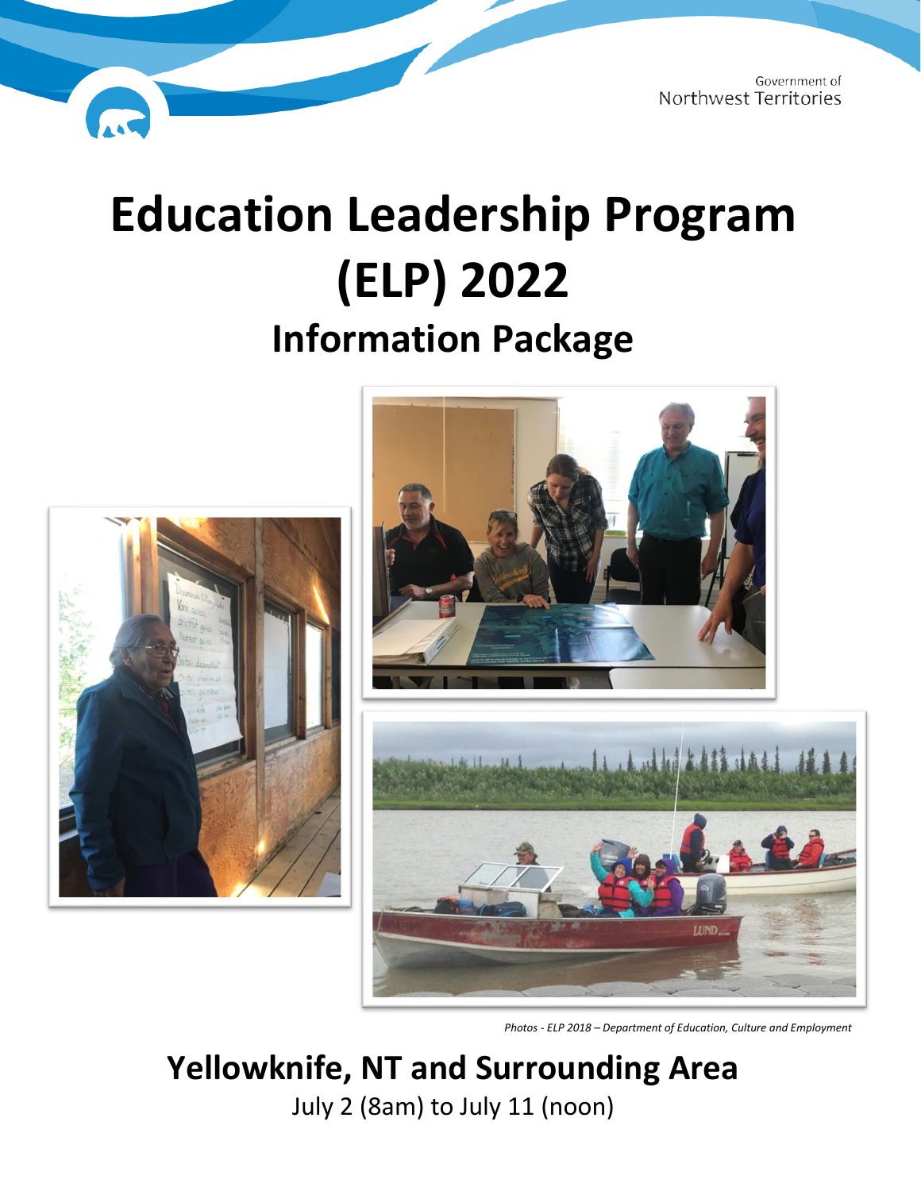Government of
Northwest Territories

# Education Leadership Program (ELP) 2022

## Information Package

*Photos - ELP 2018 – Department of Education, Culture and Employment*

## Yellowknife, NT and Surrounding Area

July 2 (8am) to July 11 (noon)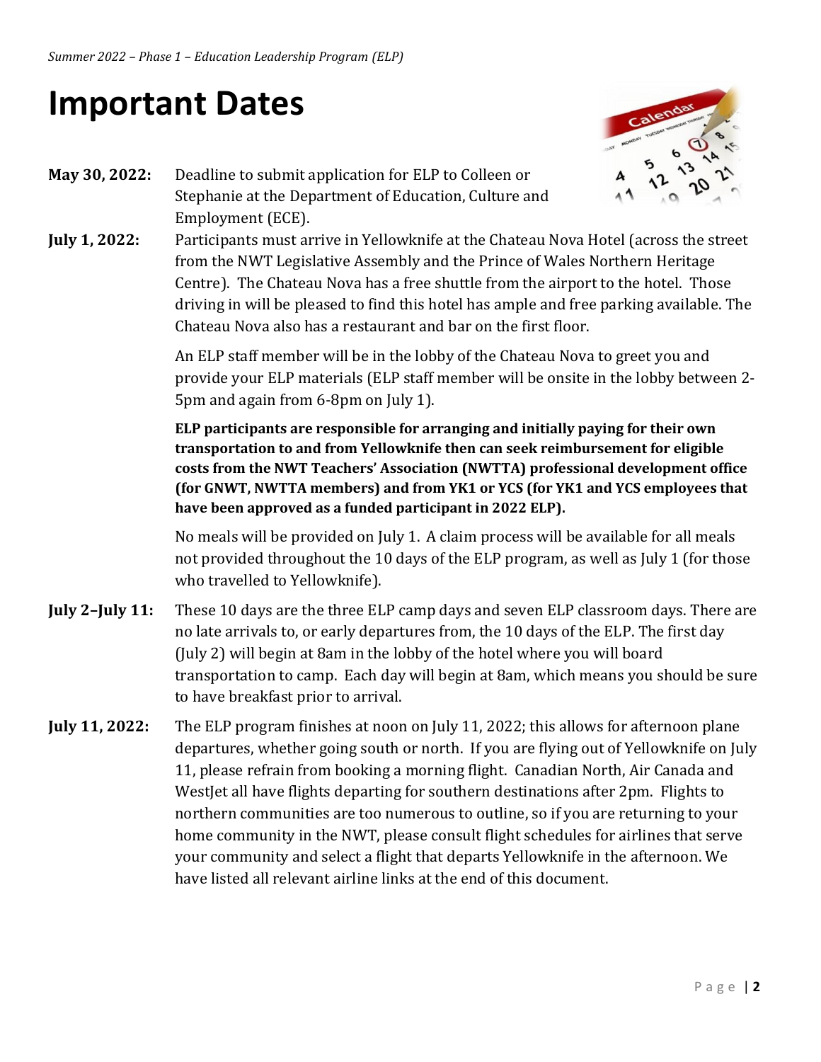# Important Dates

**May 30, 2022:** Deadline to submit application for ELP to Colleen or Stephanie at the Department of Education, Culture and Employment (ECE).

**July 1, 2022:** Participants must arrive in Yellowknife at the Chateau Nova Hotel (across the street from the NWT Legislative Assembly and the Prince of Wales Northern Heritage Centre). The Chateau Nova has a free shuttle from the airport to the hotel. Those driving in will be pleased to find this hotel has ample and free parking available. The Chateau Nova also has a restaurant and bar on the first floor.

An ELP staff member will be in the lobby of the Chateau Nova to greet you and provide your ELP materials (ELP staff member will be onsite in the lobby between 2-5pm and again from 6-8pm on July 1).

**ELP participants are responsible for arranging and initially paying for their own transportation to and from Yellowknife then can seek reimbursement for eligible costs from the NWT Teachers' Association (NWTTA) professional development office (for GNWT, NWTTA members) and from YK1 or YCS (for YK1 and YCS employees that have been approved as a funded participant in 2022 ELP).**

No meals will be provided on July 1. A claim process will be available for all meals not provided throughout the 10 days of the ELP program, as well as July 1 (for those who travelled to Yellowknife).

**July 2–July 11:** These 10 days are the three ELP camp days and seven ELP classroom days. There are no late arrivals to, or early departures from, the 10 days of the ELP. The first day (July 2) will begin at 8am in the lobby of the hotel where you will board transportation to camp. Each day will begin at 8am, which means you should be sure to have breakfast prior to arrival.

**July 11, 2022:** The ELP program finishes at noon on July 11, 2022; this allows for afternoon plane departures, whether going south or north. If you are flying out of Yellowknife on July 11, please refrain from booking a morning flight. Canadian North, Air Canada and WestJet all have flights departing for southern destinations after 2pm. Flights to northern communities are too numerous to outline, so if you are returning to your home community in the NWT, please consult flight schedules for airlines that serve your community and select a flight that departs Yellowknife in the afternoon. We have listed all relevant airline links at the end of this document.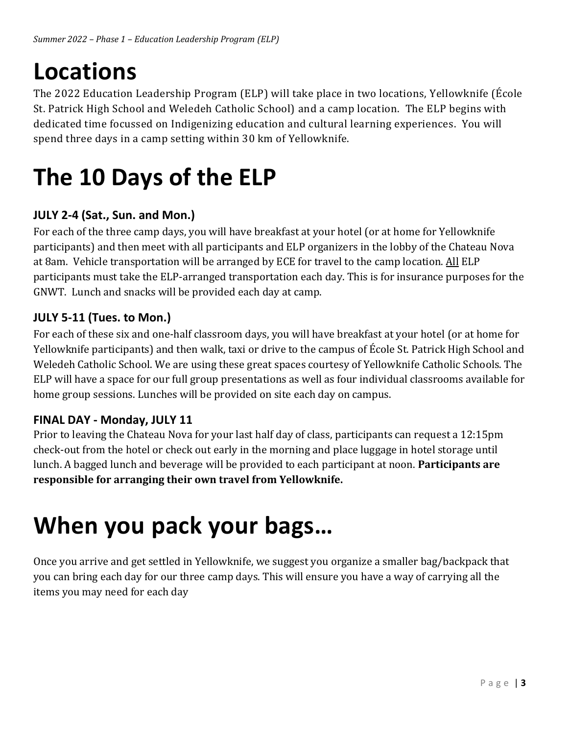# Locations

The 2022 Education Leadership Program (ELP) will take place in two locations, Yellowknife (École St. Patrick High School and Weledeh Catholic School) and a camp location. The ELP begins with dedicated time focussed on Indigenizing education and cultural learning experiences. You will spend three days in a camp setting within 30 km of Yellowknife.

# The 10 Days of the ELP

### JULY 2-4 (Sat., Sun. and Mon.)

For each of the three camp days, you will have breakfast at your hotel (or at home for Yellowknife participants) and then meet with all participants and ELP organizers in the lobby of the Chateau Nova at 8am. Vehicle transportation will be arranged by ECE for travel to the camp location. <u>All</u> ELP participants must take the ELP-arranged transportation each day. This is for insurance purposes for the GNWT. Lunch and snacks will be provided each day at camp.

### JULY 5-11 (Tues. to Mon.)

For each of these six and one-half classroom days, you will have breakfast at your hotel (or at home for Yellowknife participants) and then walk, taxi or drive to the campus of École St. Patrick High School and Weledeh Catholic School. We are using these great spaces courtesy of Yellowknife Catholic Schools. The ELP will have a space for our full group presentations as well as four individual classrooms available for home group sessions. Lunches will be provided on site each day on campus.

### FINAL DAY - Monday, JULY 11

Prior to leaving the Chateau Nova for your last half day of class, participants can request a 12:15pm check-out from the hotel or check out early in the morning and place luggage in hotel storage until lunch. A bagged lunch and beverage will be provided to each participant at noon. **Participants are responsible for arranging their own travel from Yellowknife.**

# When you pack your bags…

Once you arrive and get settled in Yellowknife, we suggest you organize a smaller bag/backpack that you can bring each day for our three camp days. This will ensure you have a way of carrying all the items you may need for each day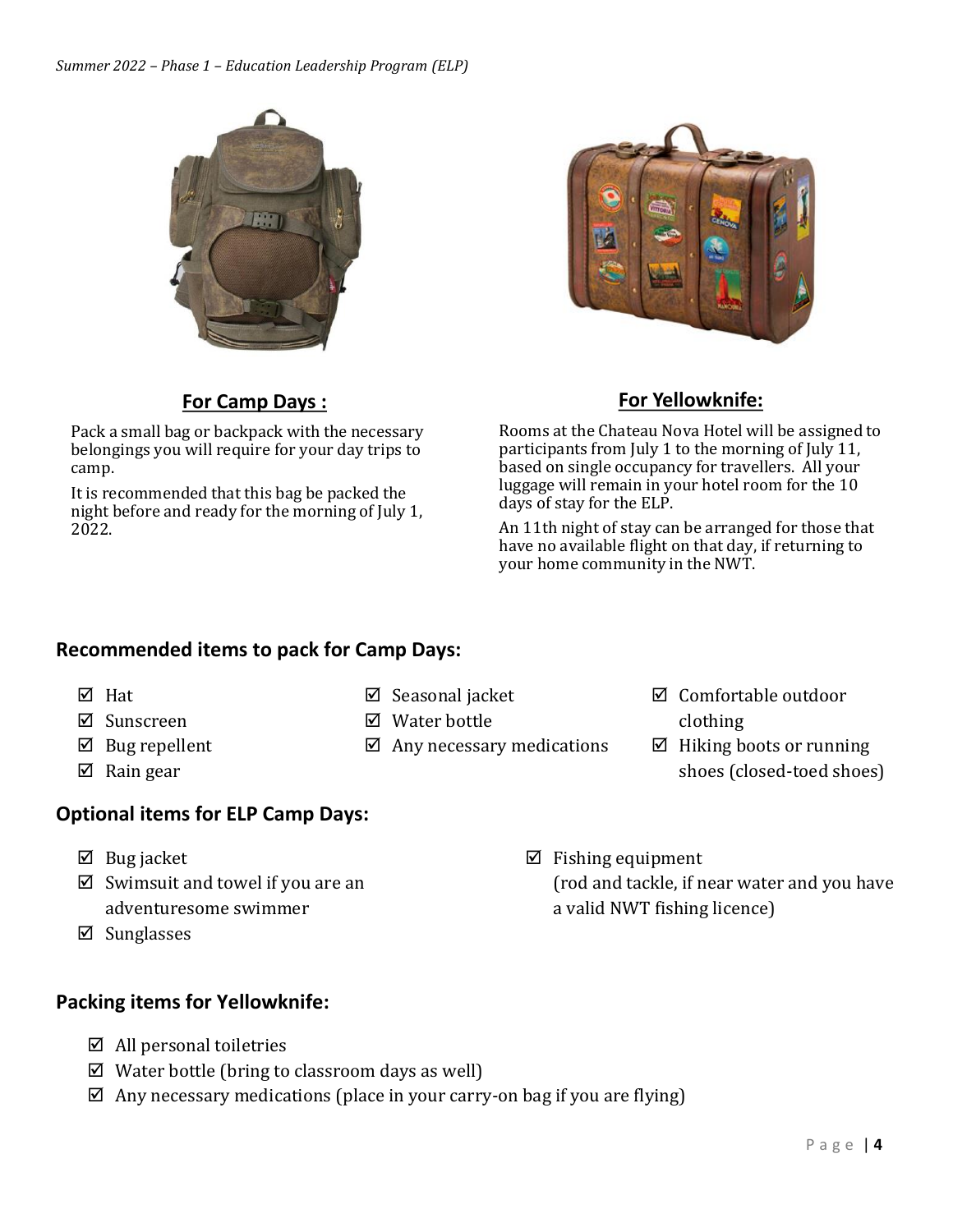## For Camp Days :

Pack a small bag or backpack with the necessary belongings you will require for your day trips to camp.

It is recommended that this bag be packed the night before and ready for the morning of July 1, 2022.

## For Yellowknife:

Rooms at the Chateau Nova Hotel will be assigned to participants from July 1 to the morning of July 11, based on single occupancy for travellers. All your luggage will remain in your hotel room for the 10 days of stay for the ELP.

An 11th night of stay can be arranged for those that have no available flight on that day, if returning to your home community in the NWT.

### Recommended items to pack for Camp Days:

- ☑ Hat
- ☑ Sunscreen
- ☑ Bug repellent
- ☑ Rain gear
- ☑ Seasonal jacket
- ☑ Water bottle
- ☑ Any necessary medications
- ☑ Comfortable outdoor clothing
- ☑ Hiking boots or running shoes (closed-toed shoes)

### Optional items for ELP Camp Days:

- ☑ Bug jacket
- ☑ Swimsuit and towel if you are an adventuresome swimmer
- ☑ Sunglasses
- ☑ Fishing equipment (rod and tackle, if near water and you have a valid NWT fishing licence)

### Packing items for Yellowknife:

- ☑ All personal toiletries
- ☑ Water bottle (bring to classroom days as well)
- ☑ Any necessary medications (place in your carry-on bag if you are flying)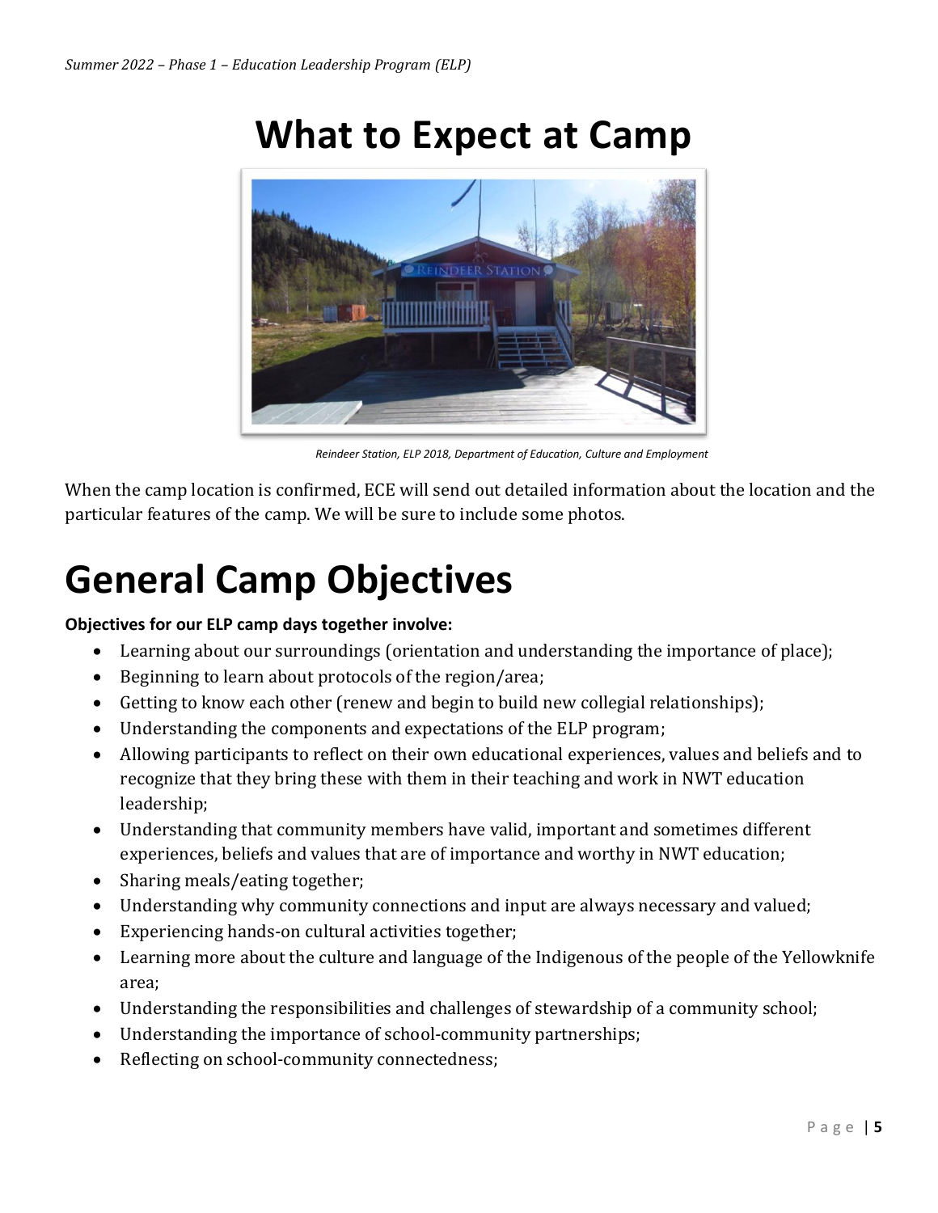# What to Expect at Camp

*Reindeer Station, ELP 2018, Department of Education, Culture and Employment*

When the camp location is confirmed, ECE will send out detailed information about the location and the particular features of the camp. We will be sure to include some photos.

# General Camp Objectives

**Objectives for our ELP camp days together involve:**

- Learning about our surroundings (orientation and understanding the importance of place);
- Beginning to learn about protocols of the region/area;
- Getting to know each other (renew and begin to build new collegial relationships);
- Understanding the components and expectations of the ELP program;
- Allowing participants to reflect on their own educational experiences, values and beliefs and to recognize that they bring these with them in their teaching and work in NWT education leadership;
- Understanding that community members have valid, important and sometimes different experiences, beliefs and values that are of importance and worthy in NWT education;
- Sharing meals/eating together;
- Understanding why community connections and input are always necessary and valued;
- Experiencing hands-on cultural activities together;
- Learning more about the culture and language of the Indigenous of the people of the Yellowknife area;
- Understanding the responsibilities and challenges of stewardship of a community school;
- Understanding the importance of school-community partnerships;
- Reflecting on school-community connectedness;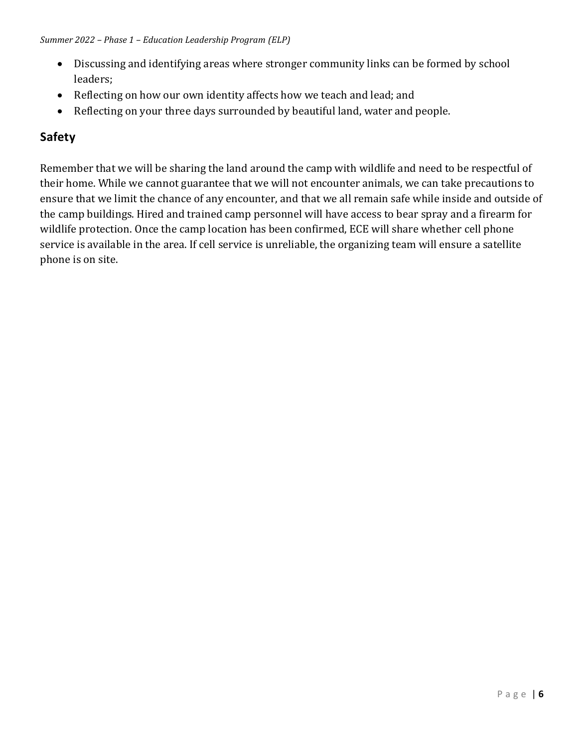- Discussing and identifying areas where stronger community links can be formed by school leaders;
- Reflecting on how our own identity affects how we teach and lead; and
- Reflecting on your three days surrounded by beautiful land, water and people.

## Safety

Remember that we will be sharing the land around the camp with wildlife and need to be respectful of their home. While we cannot guarantee that we will not encounter animals, we can take precautions to ensure that we limit the chance of any encounter, and that we all remain safe while inside and outside of the camp buildings. Hired and trained camp personnel will have access to bear spray and a firearm for wildlife protection. Once the camp location has been confirmed, ECE will share whether cell phone service is available in the area. If cell service is unreliable, the organizing team will ensure a satellite phone is on site.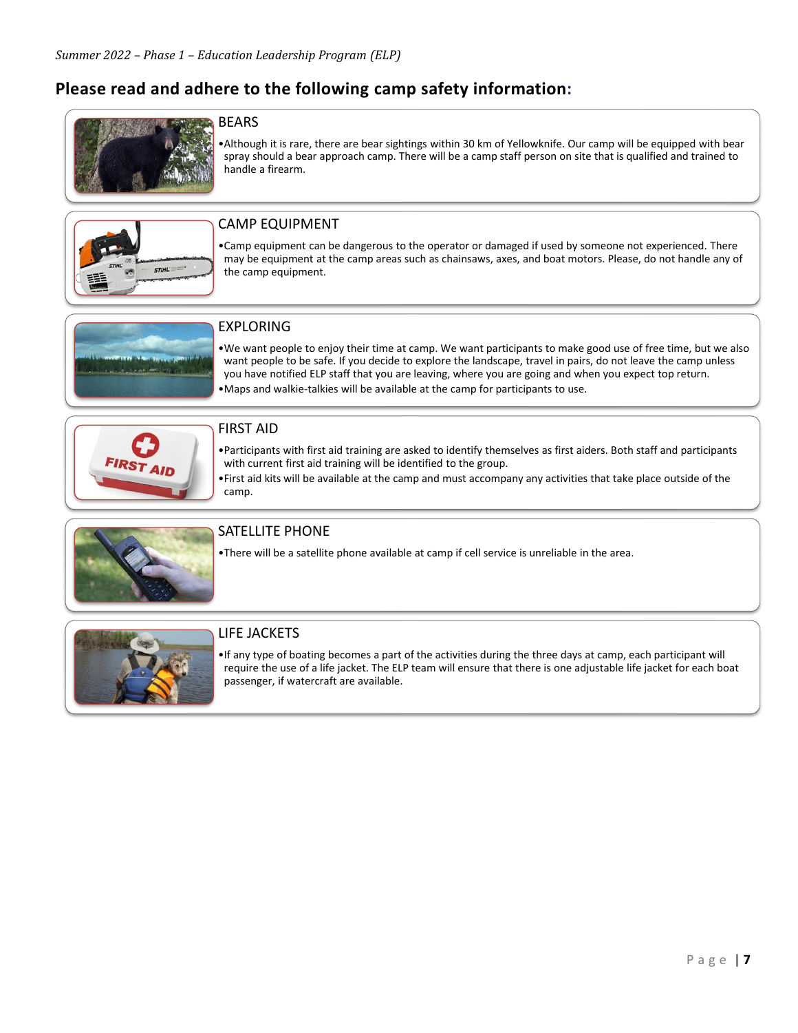## Please read and adhere to the following camp safety information:

### BEARS

- Although it is rare, there are bear sightings within 30 km of Yellowknife. Our camp will be equipped with bear spray should a bear approach camp. There will be a camp staff person on site that is qualified and trained to handle a firearm.

### CAMP EQUIPMENT

- Camp equipment can be dangerous to the operator or damaged if used by someone not experienced. There may be equipment at the camp areas such as chainsaws, axes, and boat motors. Please, do not handle any of the camp equipment.

### EXPLORING

- We want people to enjoy their time at camp. We want participants to make good use of free time, but we also want people to be safe. If you decide to explore the landscape, travel in pairs, do not leave the camp unless you have notified ELP staff that you are leaving, where you are going and when you expect top return.
- Maps and walkie-talkies will be available at the camp for participants to use.

### FIRST AID

- Participants with first aid training are asked to identify themselves as first aiders. Both staff and participants with current first aid training will be identified to the group.
- First aid kits will be available at the camp and must accompany any activities that take place outside of the camp.

### SATELLITE PHONE

- There will be a satellite phone available at camp if cell service is unreliable in the area.

### LIFE JACKETS

- If any type of boating becomes a part of the activities during the three days at camp, each participant will require the use of a life jacket. The ELP team will ensure that there is one adjustable life jacket for each boat passenger, if watercraft are available.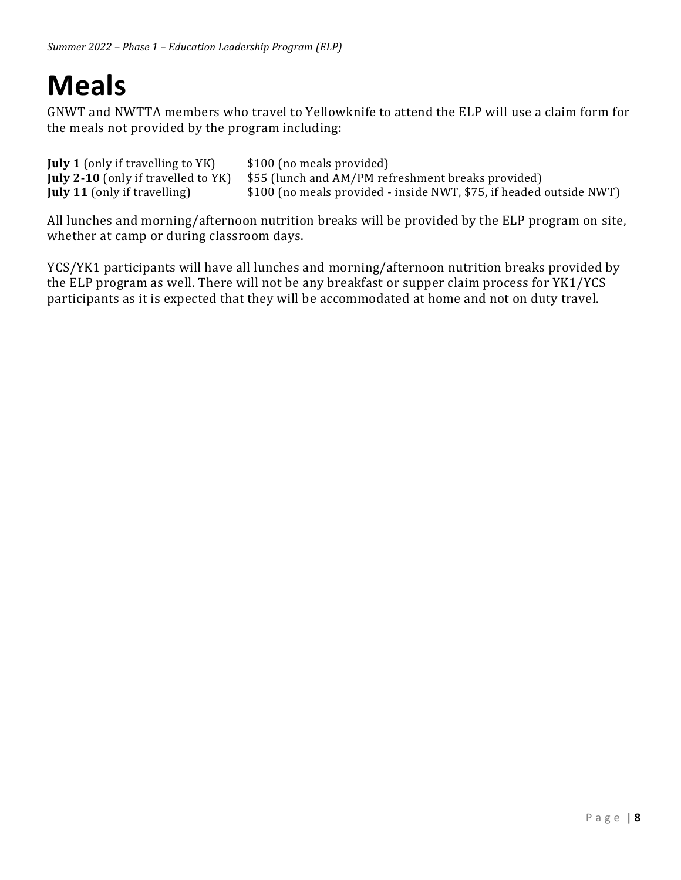# Meals

GNWT and NWTTA members who travel to Yellowknife to attend the ELP will use a claim form for the meals not provided by the program including:

**July 1** (only if travelling to YK) $100 (no meals provided)
**July 2-10** (only if travelled to YK) $55 (lunch and AM/PM refreshment breaks provided)
**July 11** (only if travelling) $100 (no meals provided - inside NWT, $75, if headed outside NWT)

All lunches and morning/afternoon nutrition breaks will be provided by the ELP program on site, whether at camp or during classroom days.

YCS/YK1 participants will have all lunches and morning/afternoon nutrition breaks provided by the ELP program as well. There will not be any breakfast or supper claim process for YK1/YCS participants as it is expected that they will be accommodated at home and not on duty travel.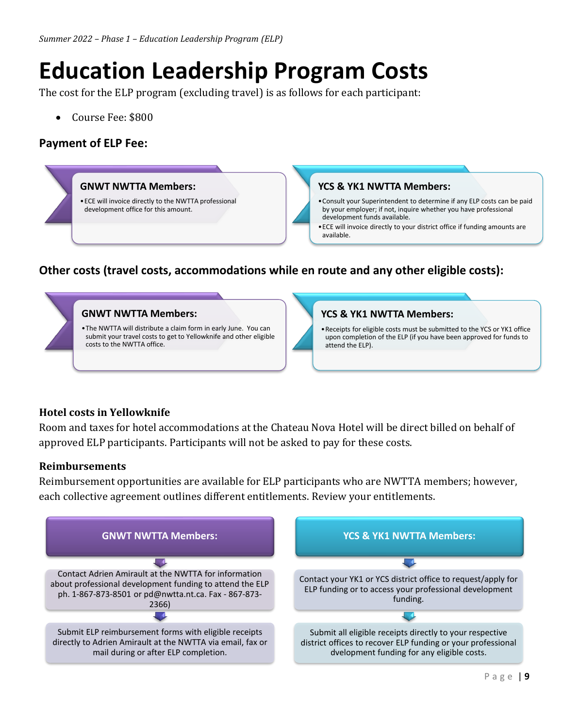# Education Leadership Program Costs

The cost for the ELP program (excluding travel) is as follows for each participant:

- Course Fee: $800

### Payment of ELP Fee:

**GNWT NWTTA Members:**

- ECE will invoice directly to the NWTTA professional development office for this amount.

**YCS & YK1 NWTTA Members:**

- Consult your Superintendent to determine if any ELP costs can be paid by your employer; if not, inquire whether you have professional development funds available.
- ECE will invoice directly to your district office if funding amounts are available.

### Other costs (travel costs, accommodations while en route and any other eligible costs):

**GNWT NWTTA Members:**

- The NWTTA will distribute a claim form in early June. You can submit your travel costs to get to Yellowknife and other eligible costs to the NWTTA office.

**YCS & YK1 NWTTA Members:**

- Receipts for eligible costs must be submitted to the YCS or YK1 office upon completion of the ELP (if you have been approved for funds to attend the ELP).

### Hotel costs in Yellowknife

Room and taxes for hotel accommodations at the Chateau Nova Hotel will be direct billed on behalf of approved ELP participants. Participants will not be asked to pay for these costs.

### Reimbursements

Reimbursement opportunities are available for ELP participants who are NWTTA members; however, each collective agreement outlines different entitlements. Review your entitlements.

**GNWT NWTTA Members:**

1. Contact Adrien Amirault at the NWTTA for information about professional development funding to attend the ELP ph. 1-867-873-8501 or pd@nwtta.nt.ca. Fax - 867-873-2366)
2. Submit ELP reimbursement forms with eligible receipts directly to Adrien Amirault at the NWTTA via email, fax or mail during or after ELP completion.

**YCS & YK1 NWTTA Members:**

1. Contact your YK1 or YCS district office to request/apply for ELP funding or to access your professional development funding.
2. Submit all eligible receipts directly to your respective district offices to recover ELP funding or your professional dvelopment funding for any eligible costs.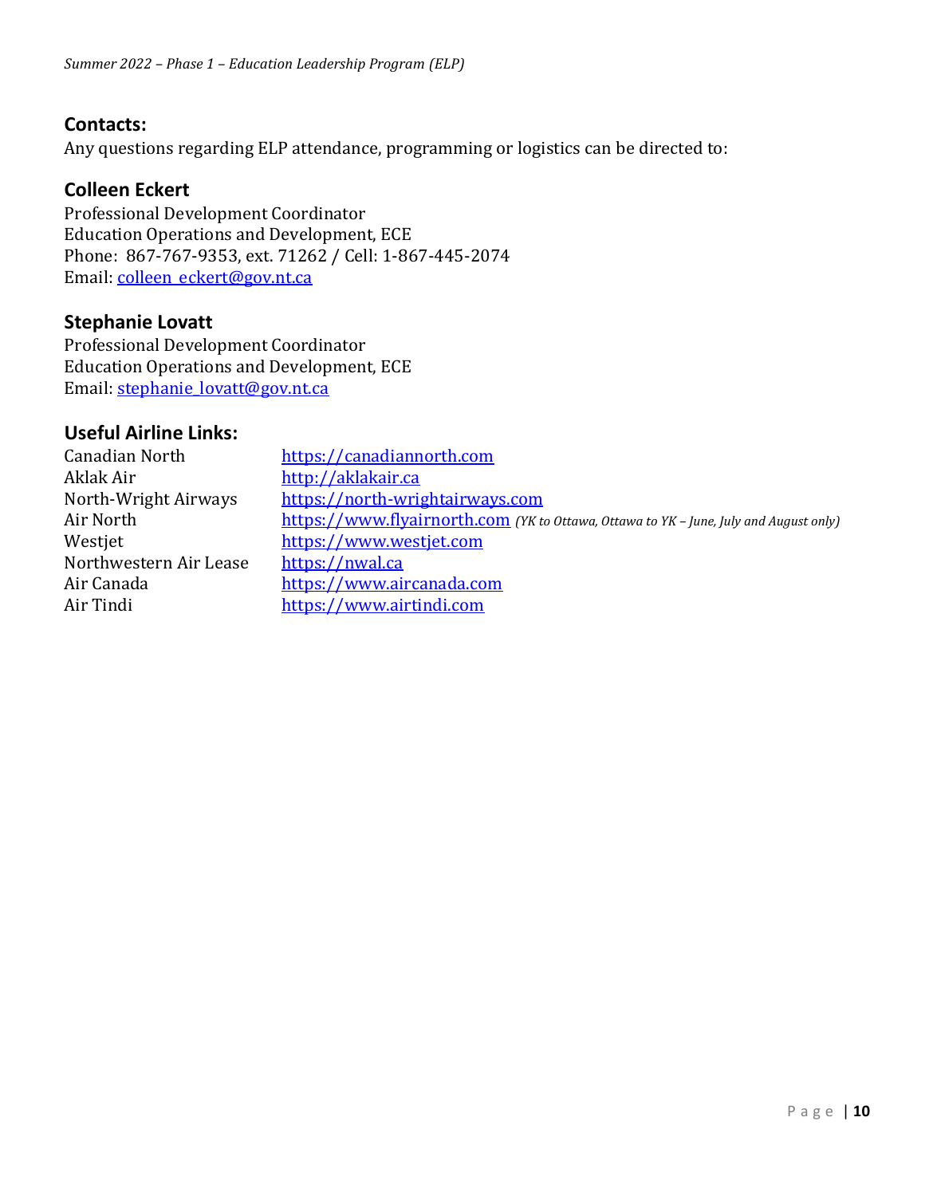## Contacts:

Any questions regarding ELP attendance, programming or logistics can be directed to:

### Colleen Eckert

Professional Development Coordinator
Education Operations and Development, ECE
Phone: 867-767-9353, ext. 71262 / Cell: 1-867-445-2074
Email: colleen_eckert@gov.nt.ca

### Stephanie Lovatt

Professional Development Coordinator
Education Operations and Development, ECE
Email: stephanie_lovatt@gov.nt.ca

## Useful Airline Links:

| | |
|---|---|
| Canadian North | https://canadiannorth.com |
| Aklak Air | http://aklakair.ca |
| North-Wright Airways | https://north-wrightairways.com |
| Air North | https://www.flyairnorth.com *(YK to Ottawa, Ottawa to YK – June, July and August only)* |
| Westjet | https://www.westjet.com |
| Northwestern Air Lease | https://nwal.ca |
| Air Canada | https://www.aircanada.com |
| Air Tindi | https://www.airtindi.com |